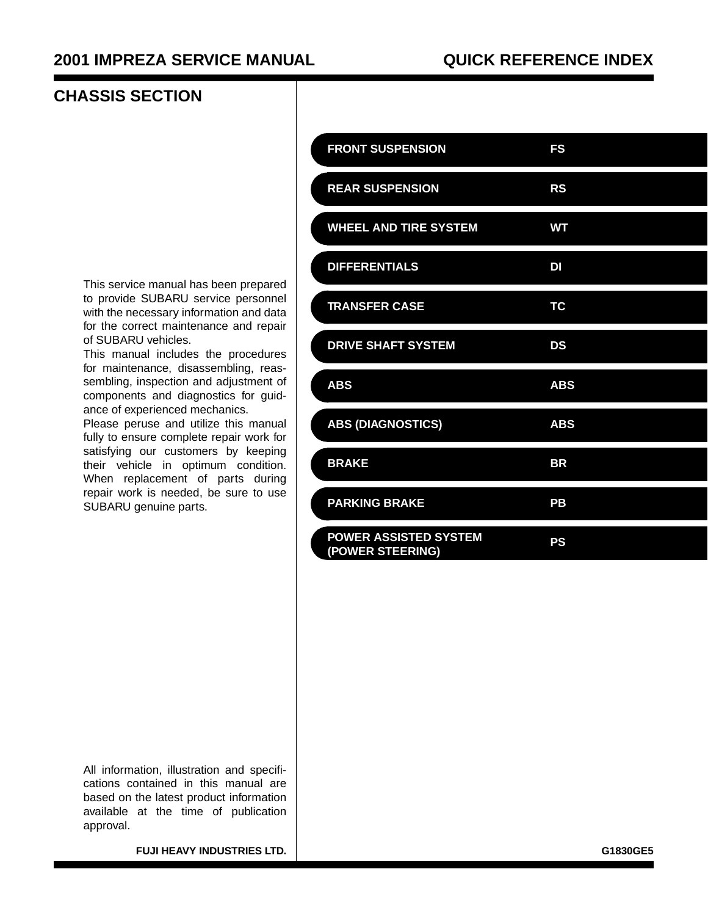# 2001 IMPREZA SERVICE MANUAL

# QUICK REFERENCE INDEX

## CHASSIS SECTION

This service manual has been prepared to provide SUBARU service personnel with the necessary information and data for the correct maintenance and repair of SUBARU vehicles.
This manual includes the procedures for maintenance, disassembling, reassembling, inspection and adjustment of components and diagnostics for guidance of experienced mechanics.
Please peruse and utilize this manual fully to ensure complete repair work for satisfying our customers by keeping their vehicle in optimum condition. When replacement of parts during repair work is needed, be sure to use SUBARU genuine parts.

| Section | Code |
| --- | --- |
| FRONT SUSPENSION | FS |
| REAR SUSPENSION | RS |
| WHEEL AND TIRE SYSTEM | WT |
| DIFFERENTIALS | DI |
| TRANSFER CASE | TC |
| DRIVE SHAFT SYSTEM | DS |
| ABS | ABS |
| ABS (DIAGNOSTICS) | ABS |
| BRAKE | BR |
| PARKING BRAKE | PB |
| POWER ASSISTED SYSTEM (POWER STEERING) | PS |

All information, illustration and specifications contained in this manual are based on the latest product information available at the time of publication approval.

**FUJI HEAVY INDUSTRIES LTD.**

**G1830GE5**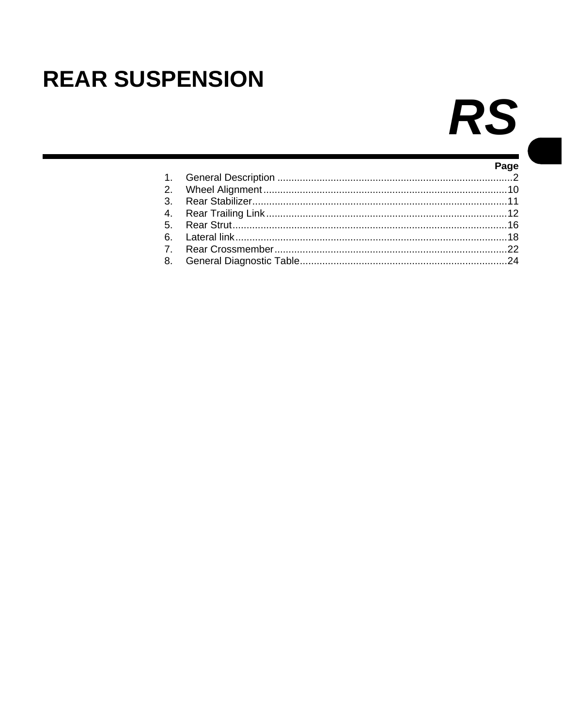# REAR SUSPENSION

# RS

| | | Page |
|---|---|---|
| 1. | General Description | 2 |
| 2. | Wheel Alignment | 10 |
| 3. | Rear Stabilizer | 11 |
| 4. | Rear Trailing Link | 12 |
| 5. | Rear Strut | 16 |
| 6. | Lateral link | 18 |
| 7. | Rear Crossmember | 22 |
| 8. | General Diagnostic Table | 24 |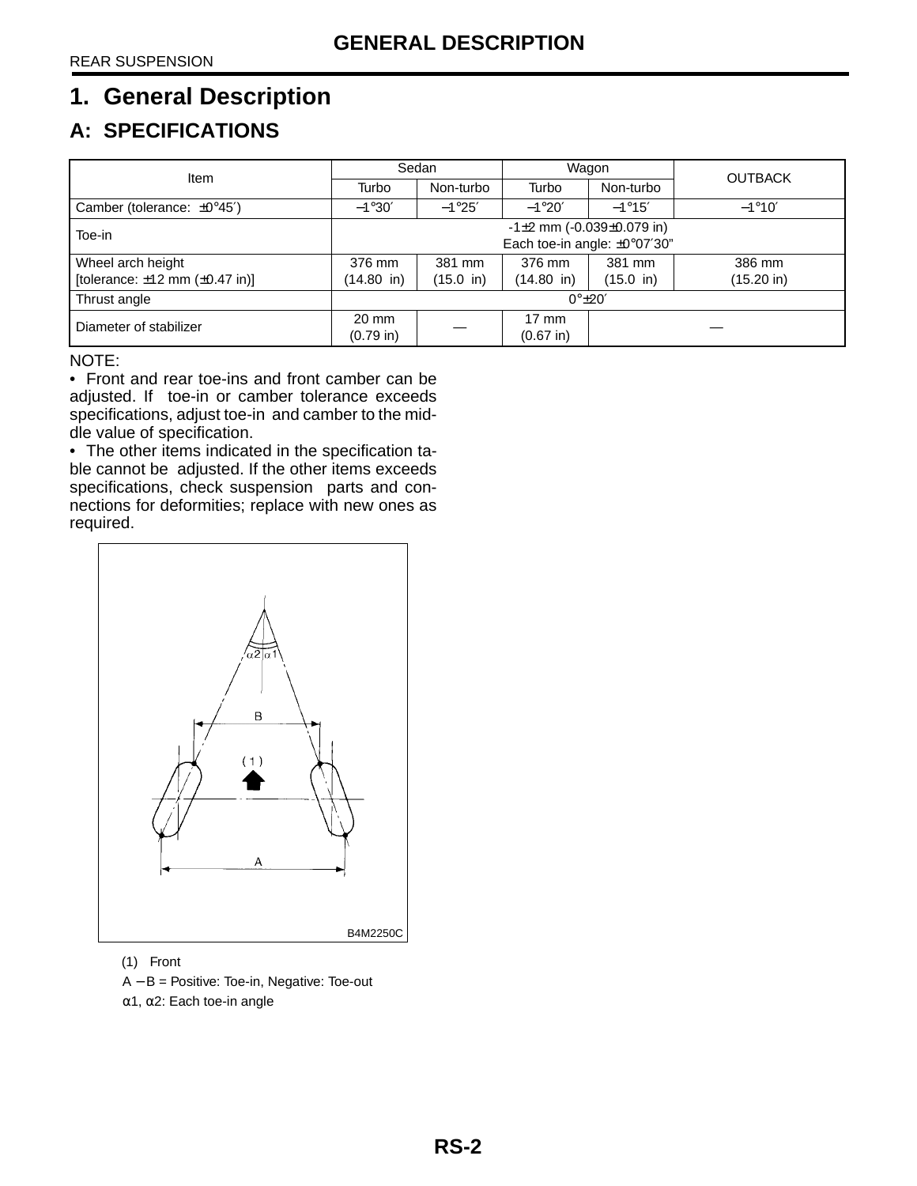# 1. General Description

## A: SPECIFICATIONS

| Item | Sedan | | Wagon | | OUTBACK |
|---|---|---|---|---|---|
| | Turbo | Non-turbo | Turbo | Non-turbo | |
| Camber (tolerance: ±0°45′) | −1°30′ | −1°25′ | −1°20′ | −1°15′ | −1°10′ |
| Toe-in | -1±2 mm (-0.039±0.079 in)<br>Each toe-in angle: ±0°07′30" | | | | |
| Wheel arch height<br>[tolerance: ±12 mm (±0.47 in)] | 376 mm<br>(14.80 in) | 381 mm<br>(15.0 in) | 376 mm<br>(14.80 in) | 381 mm<br>(15.0 in) | 386 mm<br>(15.20 in) |
| Thrust angle | 0°±20′ | | | | |
| Diameter of stabilizer | 20 mm<br>(0.79 in) | — | 17 mm<br>(0.67 in) | — | |

NOTE:
- Front and rear toe-ins and front camber can be adjusted. If toe-in or camber tolerance exceeds specifications, adjust toe-in and camber to the middle value of specification.
- The other items indicated in the specification table cannot be adjusted. If the other items exceeds specifications, check suspension parts and connections for deformities; replace with new ones as required.

B4M2250C

(1) Front

A − B = Positive: Toe-in, Negative: Toe-out

α1, α2: Each toe-in angle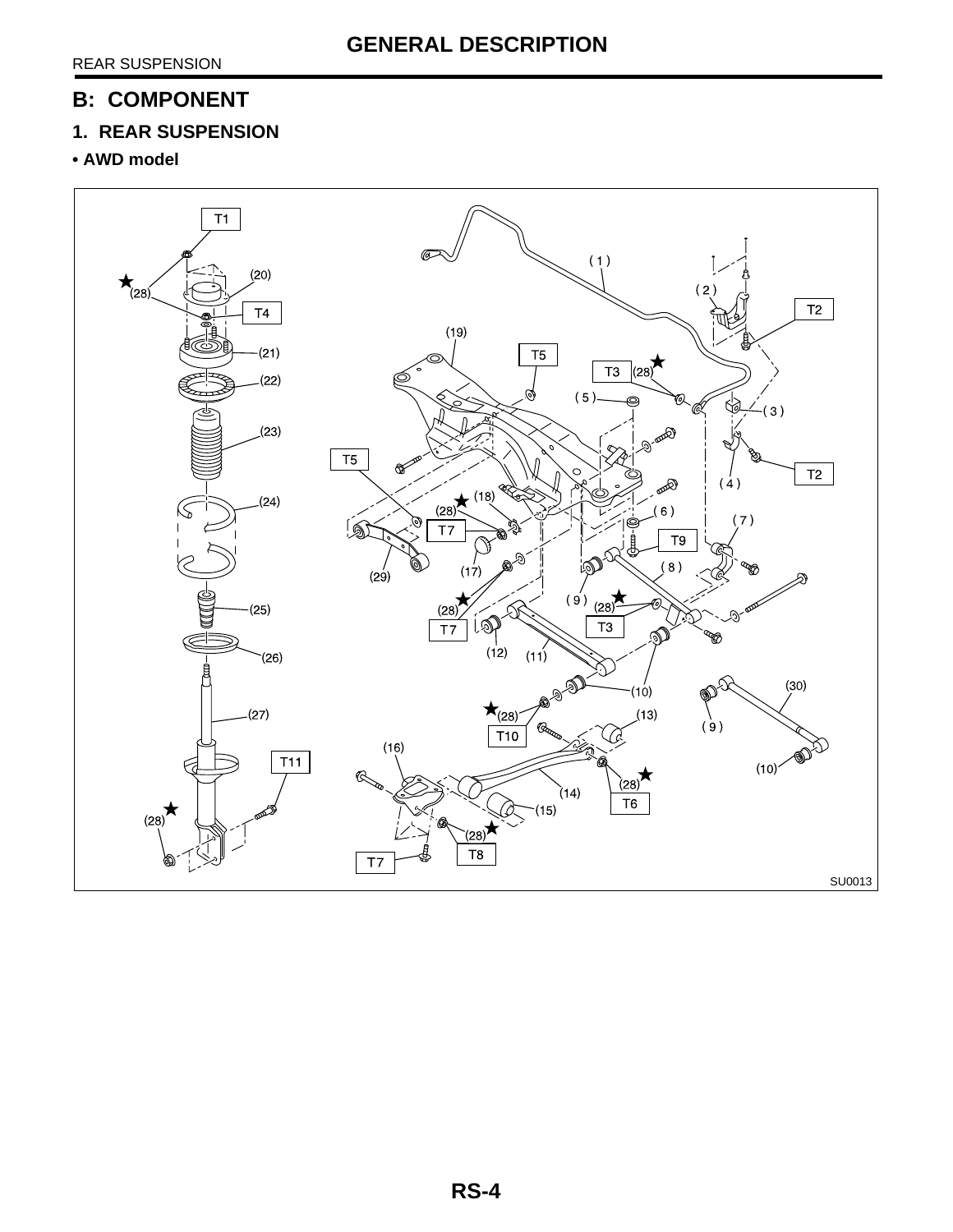## B: COMPONENT

### 1. REAR SUSPENSION

**• AWD model**

SU0013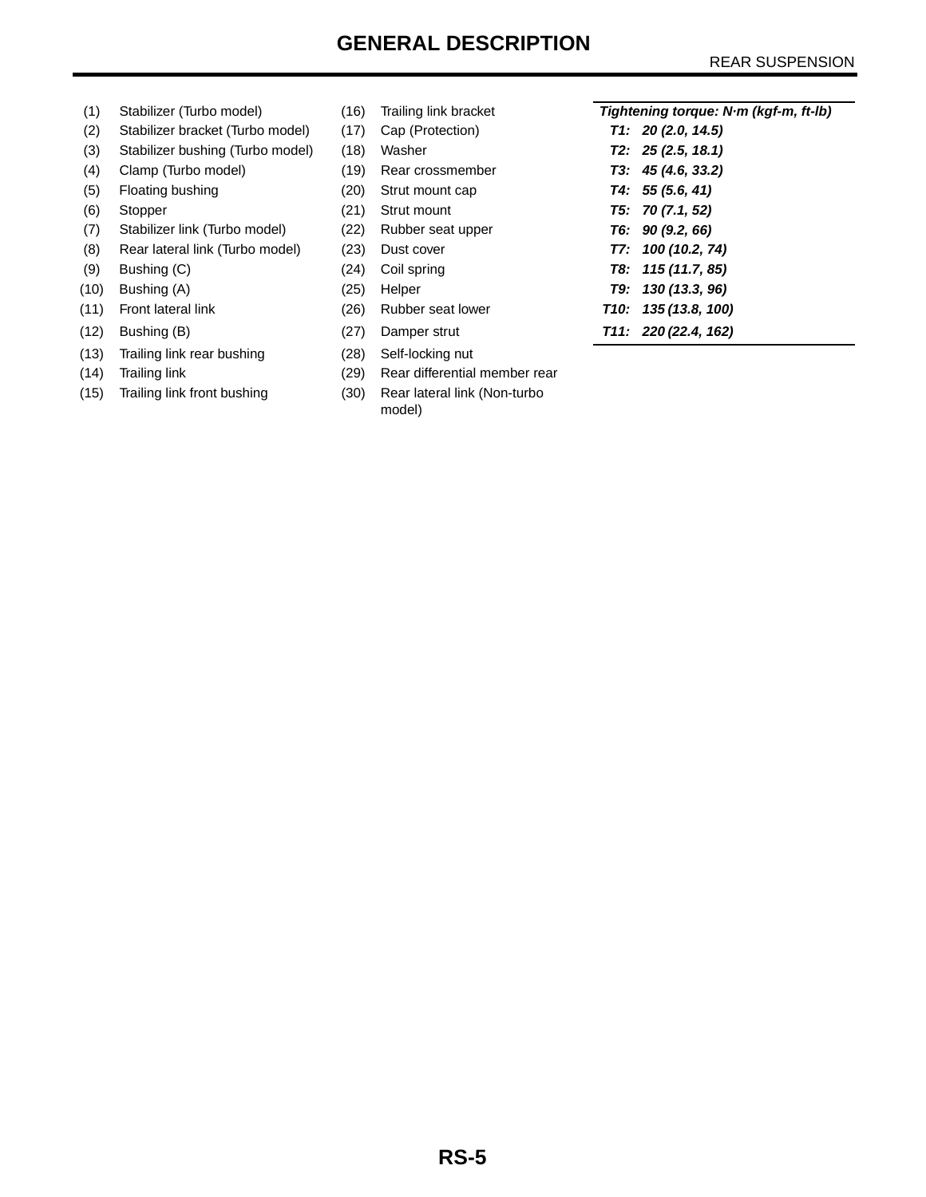# GENERAL DESCRIPTION

| | | | |
|---|---|---|---|
| (1) | Stabilizer (Turbo model) | (16) | Trailing link bracket |
| (2) | Stabilizer bracket (Turbo model) | (17) | Cap (Protection) |
| (3) | Stabilizer bushing (Turbo model) | (18) | Washer |
| (4) | Clamp (Turbo model) | (19) | Rear crossmember |
| (5) | Floating bushing | (20) | Strut mount cap |
| (6) | Stopper | (21) | Strut mount |
| (7) | Stabilizer link (Turbo model) | (22) | Rubber seat upper |
| (8) | Rear lateral link (Turbo model) | (23) | Dust cover |
| (9) | Bushing (C) | (24) | Coil spring |
| (10) | Bushing (A) | (25) | Helper |
| (11) | Front lateral link | (26) | Rubber seat lower |
| (12) | Bushing (B) | (27) | Damper strut |
| (13) | Trailing link rear bushing | (28) | Self-locking nut |
| (14) | Trailing link | (29) | Rear differential member rear |
| (15) | Trailing link front bushing | (30) | Rear lateral link (Non-turbo model) |

***Tightening torque: N·m (kgf-m, ft-lb)***

- ***T1: 20 (2.0, 14.5)***
- ***T2: 25 (2.5, 18.1)***
- ***T3: 45 (4.6, 33.2)***
- ***T4: 55 (5.6, 41)***
- ***T5: 70 (7.1, 52)***
- ***T6: 90 (9.2, 66)***
- ***T7: 100 (10.2, 74)***
- ***T8: 115 (11.7, 85)***
- ***T9: 130 (13.3, 96)***
- ***T10: 135 (13.8, 100)***
- ***T11: 220 (22.4, 162)***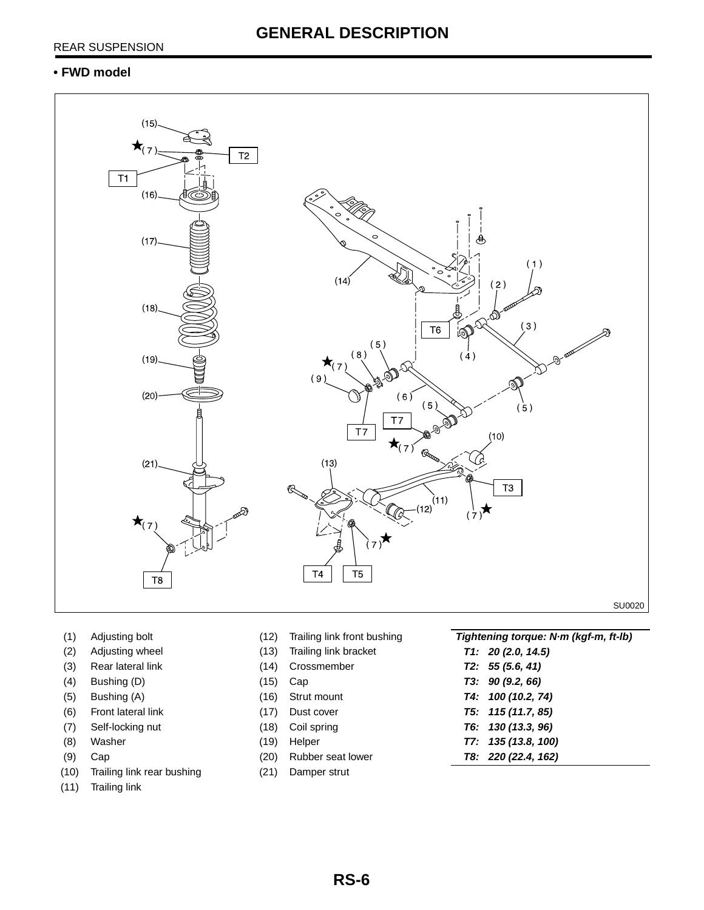• **FWD model**

| | | | | Tightening torque: N·m (kgf-m, ft-lb) |
|---|---|---|---|---|
| (1) | Adjusting bolt | (12) | Trailing link front bushing | T1: 20 (2.0, 14.5) |
| (2) | Adjusting wheel | (13) | Trailing link bracket | T2: 55 (5.6, 41) |
| (3) | Rear lateral link | (14) | Crossmember | T3: 90 (9.2, 66) |
| (4) | Bushing (D) | (15) | Cap | T4: 100 (10.2, 74) |
| (5) | Bushing (A) | (16) | Strut mount | T5: 115 (11.7, 85) |
| (6) | Front lateral link | (17) | Dust cover | T6: 130 (13.3, 96) |
| (7) | Self-locking nut | (18) | Coil spring | T7: 135 (13.8, 100) |
| (8) | Washer | (19) | Helper | T8: 220 (22.4, 162) |
| (9) | Cap | (20) | Rubber seat lower | |
| (10) | Trailing link rear bushing | (21) | Damper strut | |
| (11) | Trailing link | | | |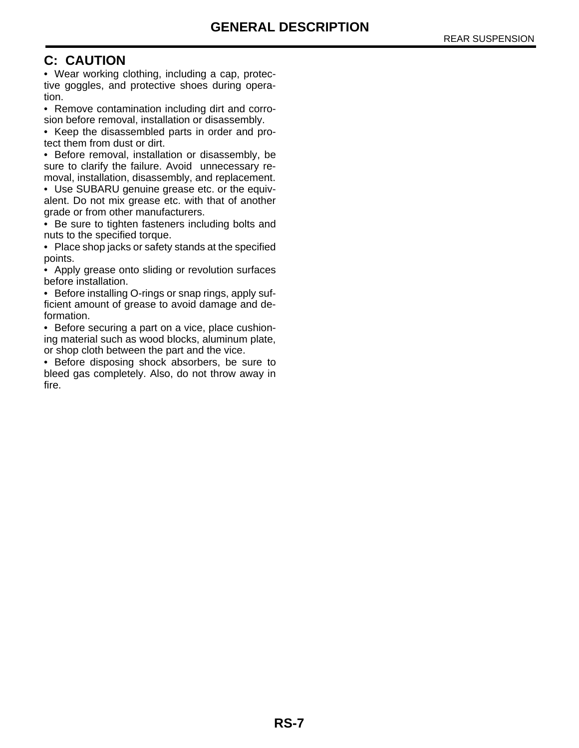## C: CAUTION

- Wear working clothing, including a cap, protective goggles, and protective shoes during operation.
- Remove contamination including dirt and corrosion before removal, installation or disassembly.
- Keep the disassembled parts in order and protect them from dust or dirt.
- Before removal, installation or disassembly, be sure to clarify the failure. Avoid unnecessary removal, installation, disassembly, and replacement.
- Use SUBARU genuine grease etc. or the equivalent. Do not mix grease etc. with that of another grade or from other manufacturers.
- Be sure to tighten fasteners including bolts and nuts to the specified torque.
- Place shop jacks or safety stands at the specified points.
- Apply grease onto sliding or revolution surfaces before installation.
- Before installing O-rings or snap rings, apply sufficient amount of grease to avoid damage and deformation.
- Before securing a part on a vice, place cushioning material such as wood blocks, aluminum plate, or shop cloth between the part and the vice.
- Before disposing shock absorbers, be sure to bleed gas completely. Also, do not throw away in fire.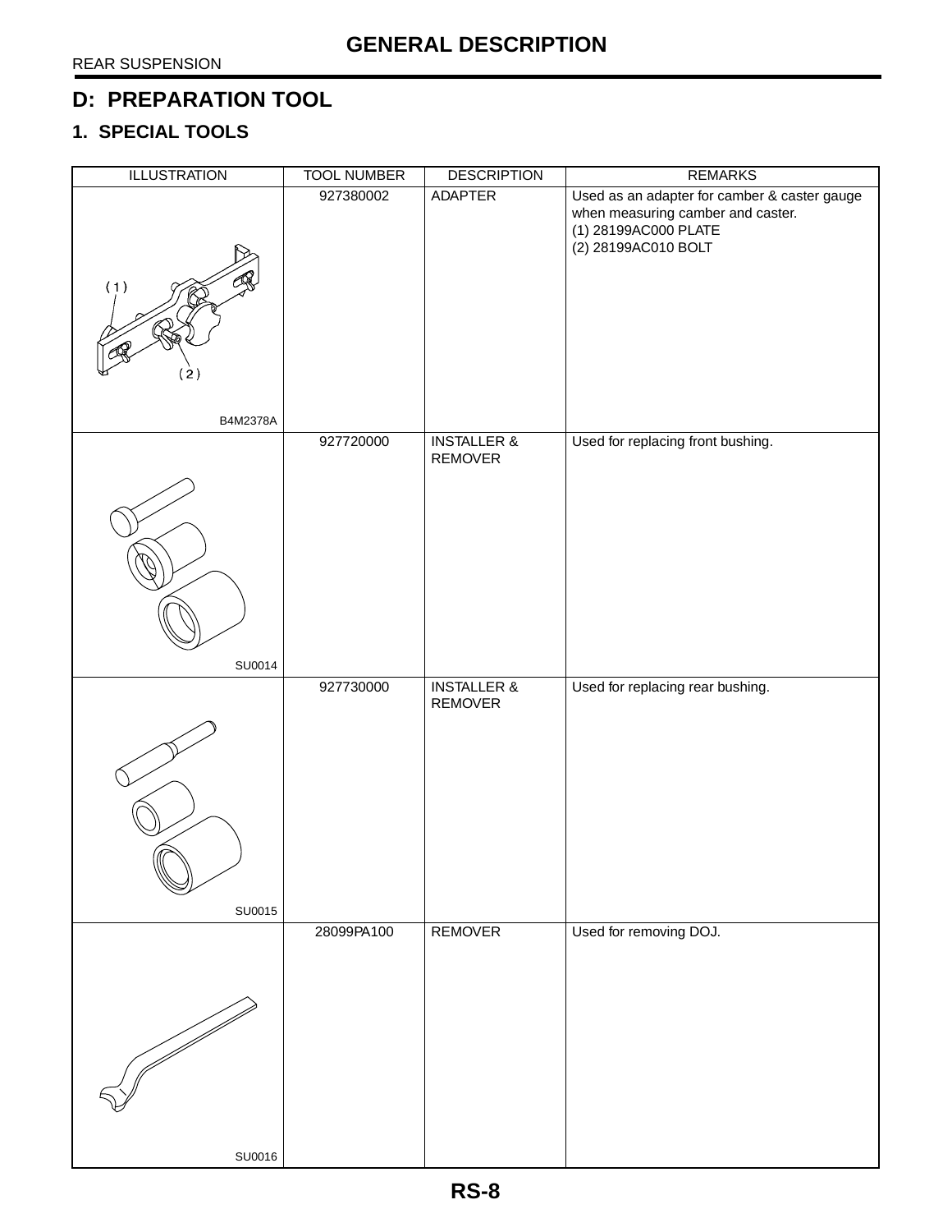## D: PREPARATION TOOL

### 1. SPECIAL TOOLS

| ILLUSTRATION | TOOL NUMBER | DESCRIPTION | REMARKS |
|---|---|---|---|
| B4M2378A | 927380002 | ADAPTER | Used as an adapter for camber & caster gauge when measuring camber and caster.<br>(1) 28199AC000 PLATE<br>(2) 28199AC010 BOLT |
| SU0014 | 927720000 | INSTALLER & REMOVER | Used for replacing front bushing. |
| SU0015 | 927730000 | INSTALLER & REMOVER | Used for replacing rear bushing. |
| SU0016 | 28099PA100 | REMOVER | Used for removing DOJ. |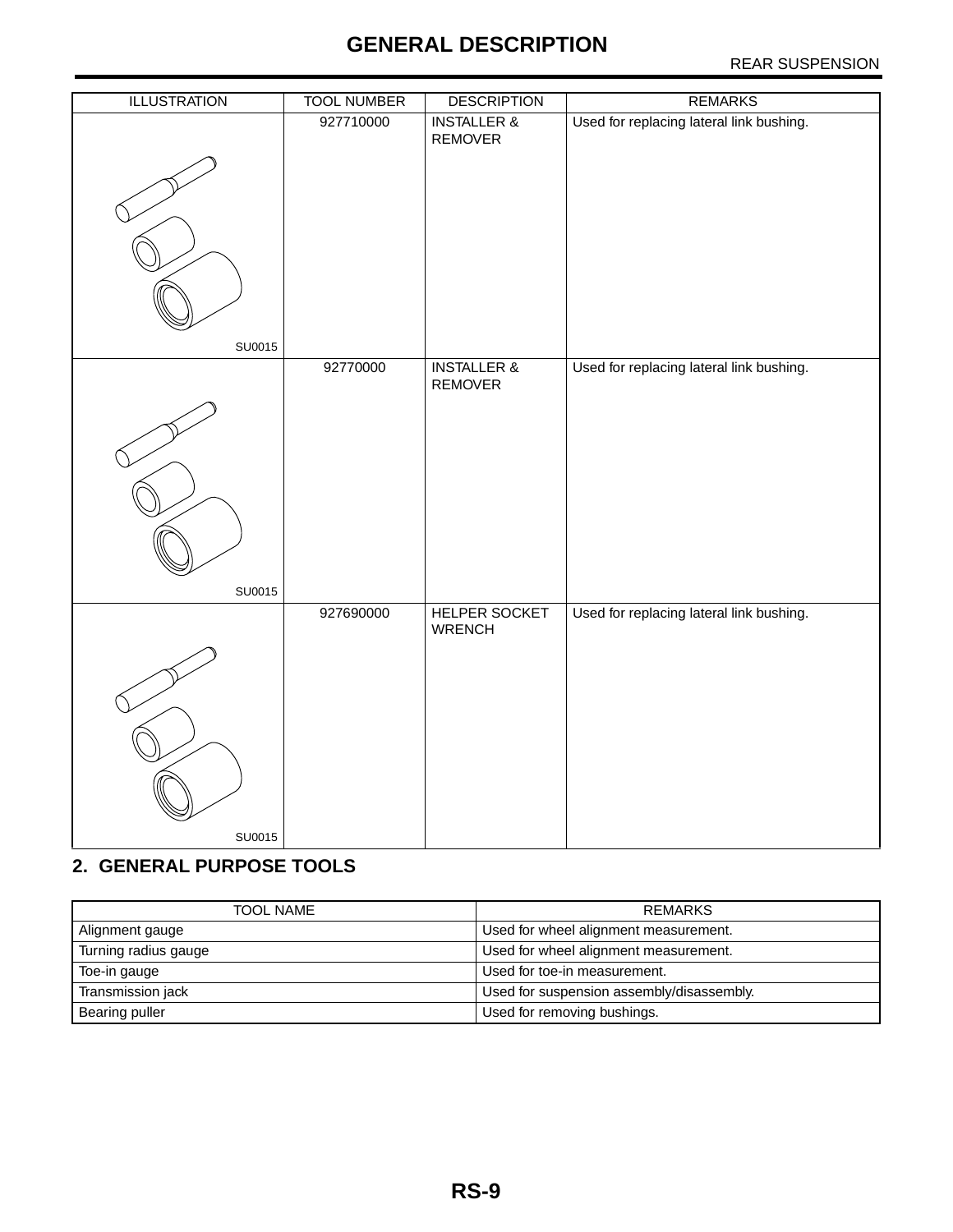| ILLUSTRATION | TOOL NUMBER | DESCRIPTION | REMARKS |
|---|---|---|---|
| SU0015 | 927710000 | INSTALLER & REMOVER | Used for replacing lateral link bushing. |
| SU0015 | 92770000 | INSTALLER & REMOVER | Used for replacing lateral link bushing. |
| SU0015 | 927690000 | HELPER SOCKET WRENCH | Used for replacing lateral link bushing. |

## 2. GENERAL PURPOSE TOOLS

| TOOL NAME | REMARKS |
|---|---|
| Alignment gauge | Used for wheel alignment measurement. |
| Turning radius gauge | Used for wheel alignment measurement. |
| Toe-in gauge | Used for toe-in measurement. |
| Transmission jack | Used for suspension assembly/disassembly. |
| Bearing puller | Used for removing bushings. |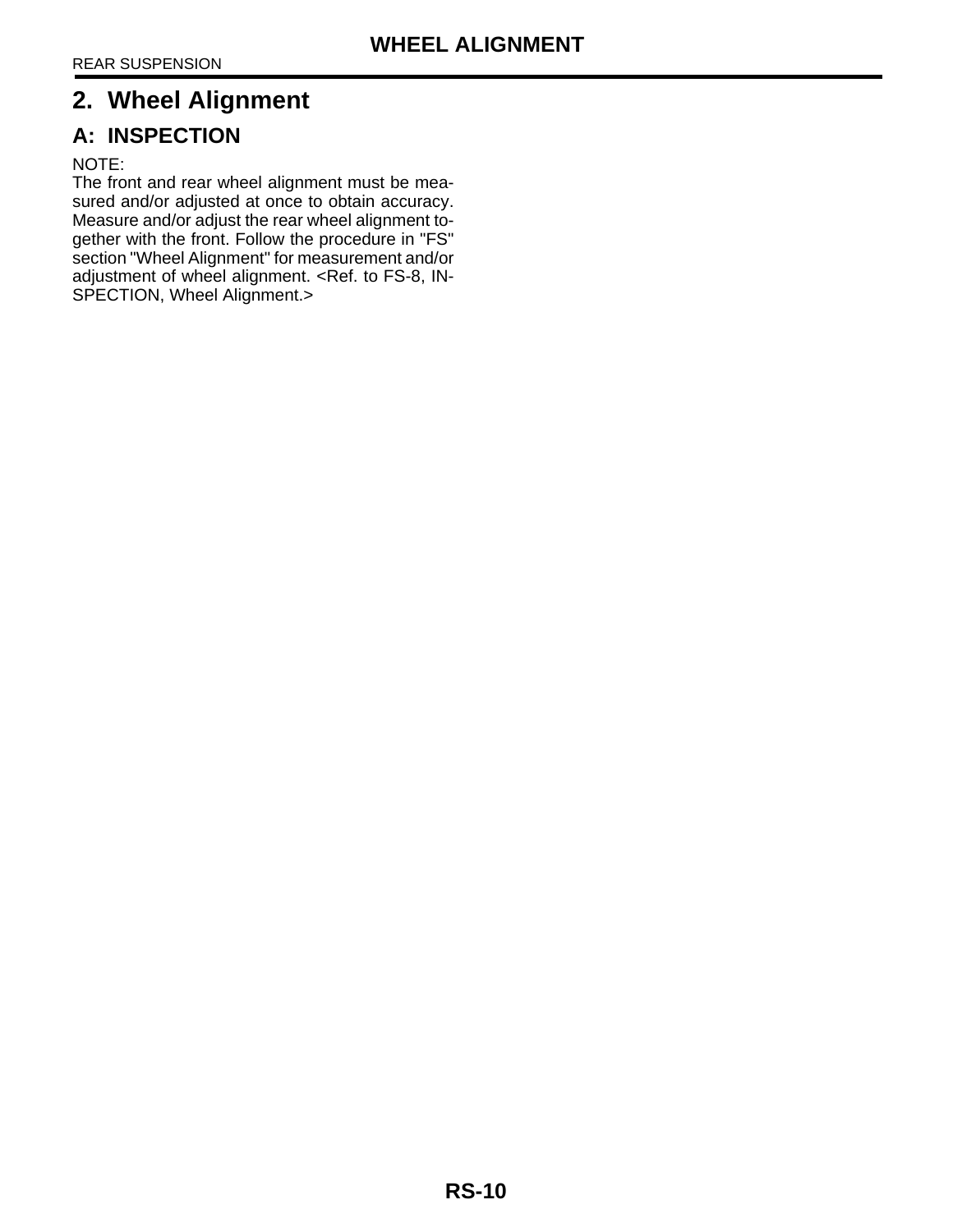## 2. Wheel Alignment

### A: INSPECTION

NOTE:

The front and rear wheel alignment must be measured and/or adjusted at once to obtain accuracy. Measure and/or adjust the rear wheel alignment together with the front. Follow the procedure in "FS" section "Wheel Alignment" for measurement and/or adjustment of wheel alignment. <Ref. to FS-8, INSPECTION, Wheel Alignment.>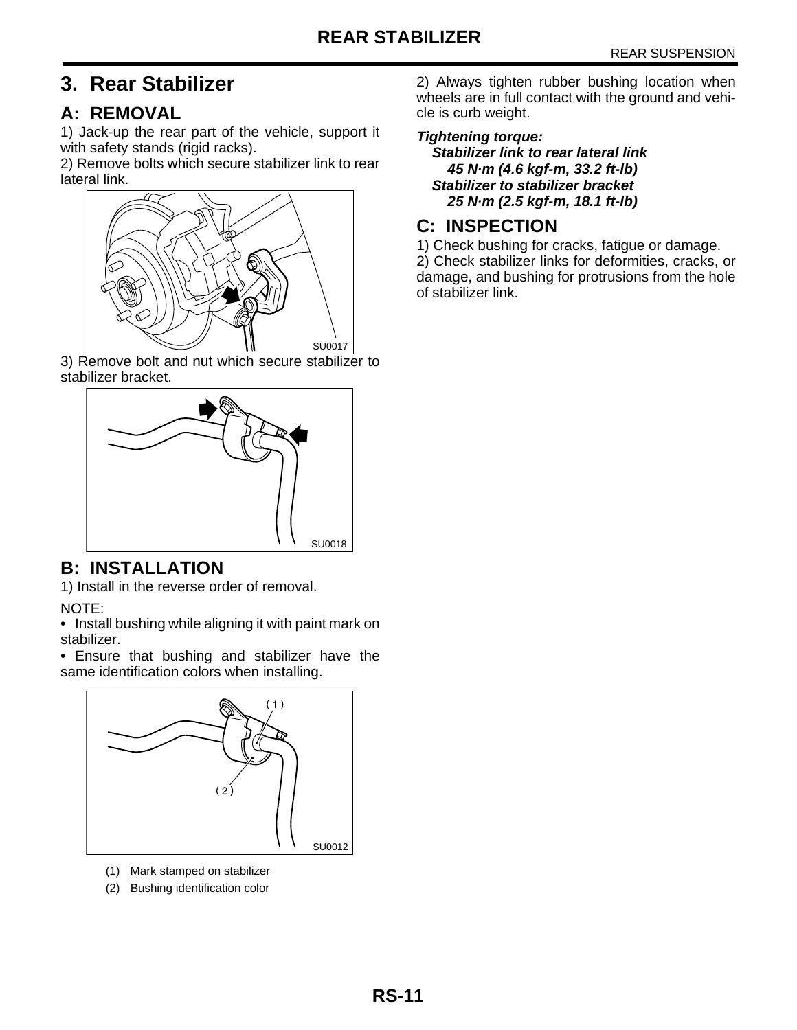# 3. Rear Stabilizer

## A: REMOVAL

1) Jack-up the rear part of the vehicle, support it with safety stands (rigid racks).

2) Remove bolts which secure stabilizer link to rear lateral link.

SU0017

3) Remove bolt and nut which secure stabilizer to stabilizer bracket.

SU0018

## B: INSTALLATION

1) Install in the reverse order of removal.

NOTE:

- Install bushing while aligning it with paint mark on stabilizer.
- Ensure that bushing and stabilizer have the same identification colors when installing.

SU0012

(1) Mark stamped on stabilizer

(2) Bushing identification color

2) Always tighten rubber bushing location when wheels are in full contact with the ground and vehicle is curb weight.

***Tightening torque:***

***Stabilizer link to rear lateral link***

***45 N·m (4.6 kgf-m, 33.2 ft-lb)***

***Stabilizer to stabilizer bracket***

***25 N·m (2.5 kgf-m, 18.1 ft-lb)***

## C: INSPECTION

1) Check bushing for cracks, fatigue or damage.

2) Check stabilizer links for deformities, cracks, or damage, and bushing for protrusions from the hole of stabilizer link.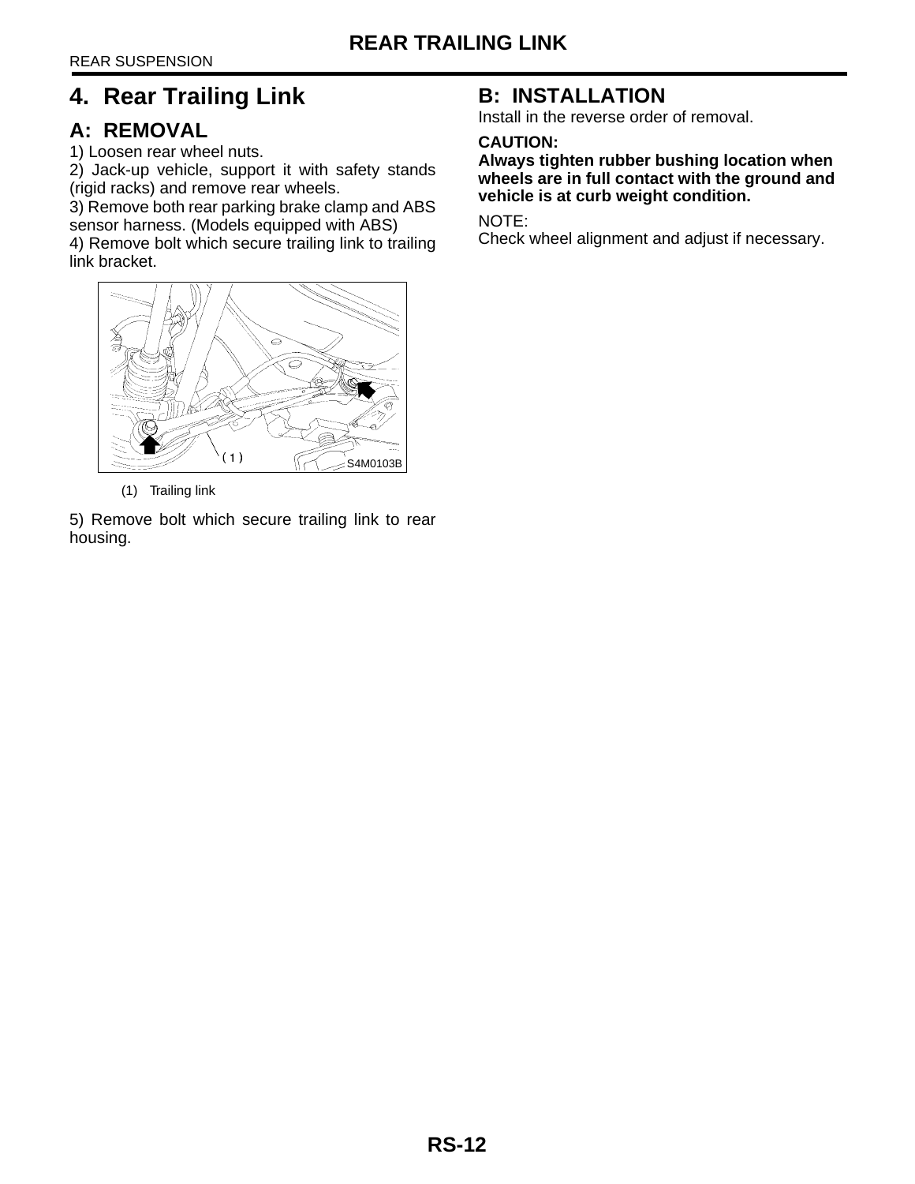# 4. Rear Trailing Link

## A: REMOVAL

1) Loosen rear wheel nuts.
2) Jack-up vehicle, support it with safety stands (rigid racks) and remove rear wheels.
3) Remove both rear parking brake clamp and ABS sensor harness. (Models equipped with ABS)
4) Remove bolt which secure trailing link to trailing link bracket.

(1) Trailing link

5) Remove bolt which secure trailing link to rear housing.

## B: INSTALLATION

Install in the reverse order of removal.

**CAUTION:**
**Always tighten rubber bushing location when wheels are in full contact with the ground and vehicle is at curb weight condition.**

NOTE:
Check wheel alignment and adjust if necessary.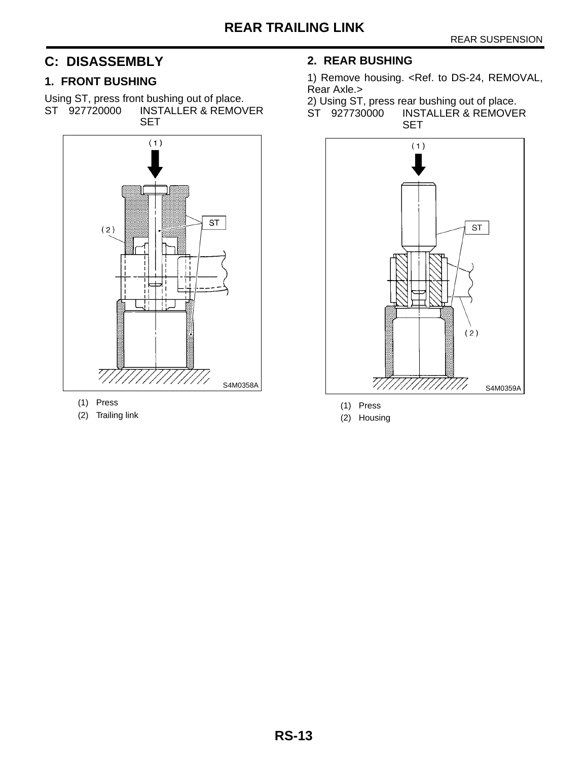## C: DISASSEMBLY

### 1. FRONT BUSHING

Using ST, press front bushing out of place.

ST 927720000 INSTALLER & REMOVER SET

S4M0358A

(1) Press

(2) Trailing link

### 2. REAR BUSHING

1) Remove housing. <Ref. to DS-24, REMOVAL, Rear Axle.>

2) Using ST, press rear bushing out of place.

ST 927730000 INSTALLER & REMOVER SET

S4M0359A

(1) Press

(2) Housing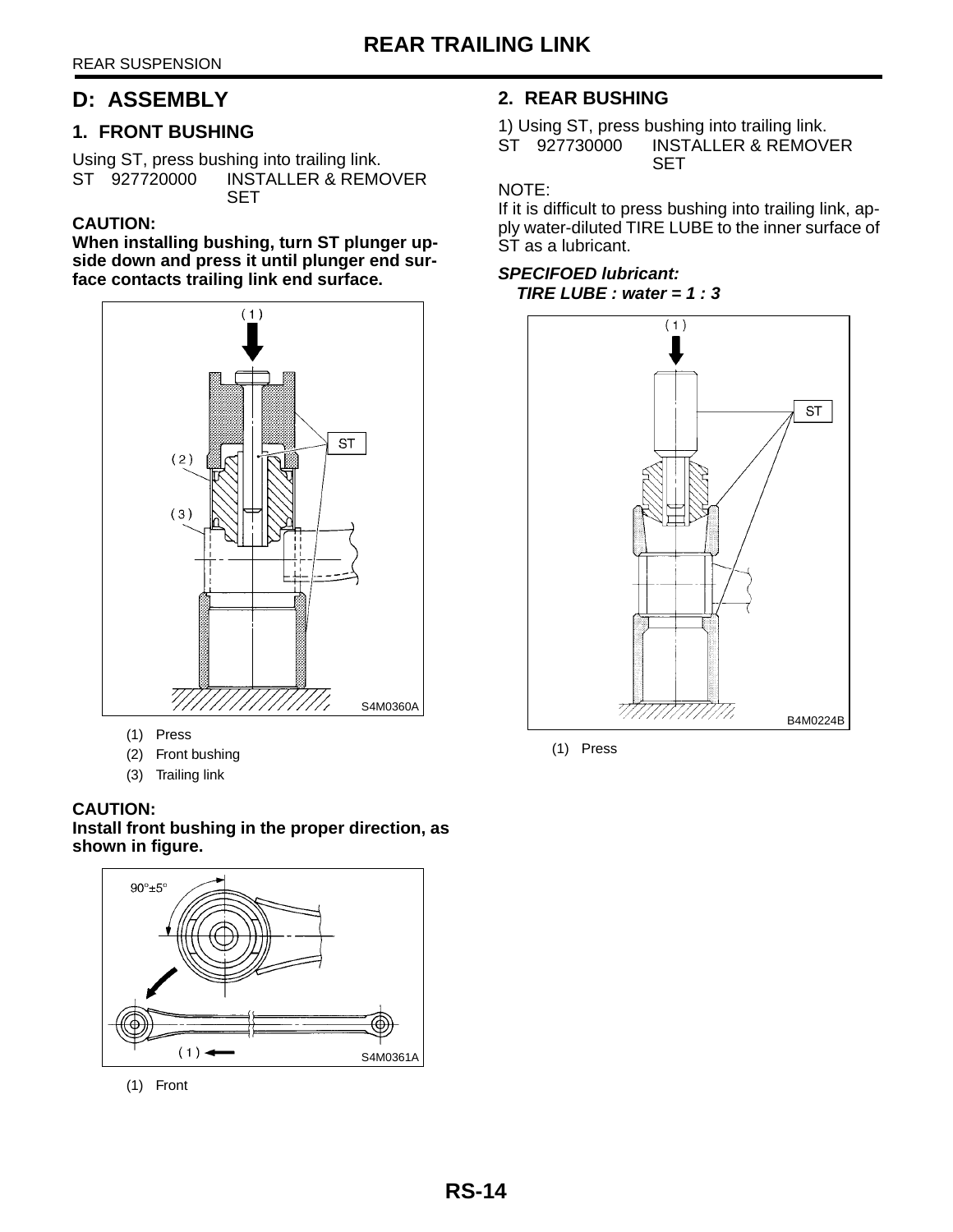## D: ASSEMBLY

### 1. FRONT BUSHING

Using ST, press bushing into trailing link.
ST 927720000 INSTALLER & REMOVER SET

**CAUTION:**
**When installing bushing, turn ST plunger upside down and press it until plunger end surface contacts trailing link end surface.**

(1) Press
(2) Front bushing
(3) Trailing link

**CAUTION:**
**Install front bushing in the proper direction, as shown in figure.**

(1) Front

### 2. REAR BUSHING

1) Using ST, press bushing into trailing link.
ST 927730000 INSTALLER & REMOVER SET

NOTE:
If it is difficult to press bushing into trailing link, apply water-diluted TIRE LUBE to the inner surface of ST as a lubricant.

***SPECIFOED lubricant:***
***TIRE LUBE : water = 1 : 3***

(1) Press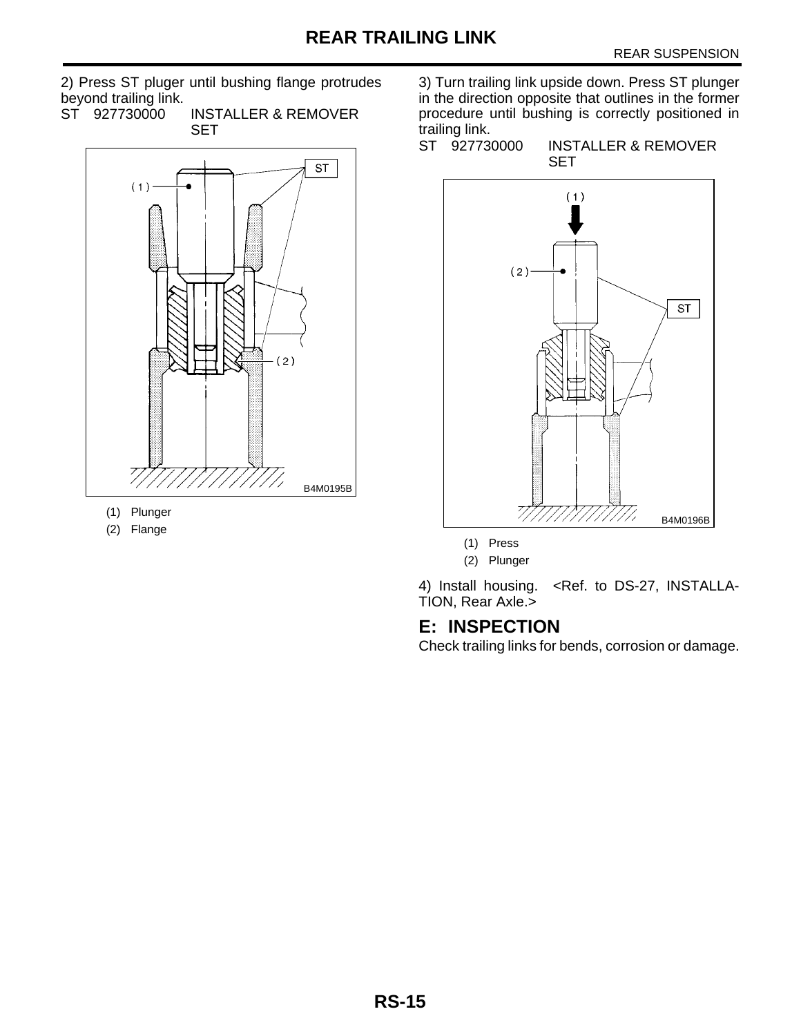2) Press ST pluger until bushing flange protrudes beyond trailing link.

ST 927730000 INSTALLER & REMOVER SET

(1) Plunger

(2) Flange

3) Turn trailing link upside down. Press ST plunger in the direction opposite that outlines in the former procedure until bushing is correctly positioned in trailing link.

ST 927730000 INSTALLER & REMOVER SET

(1) Press

(2) Plunger

4) Install housing. <Ref. to DS-27, INSTALLATION, Rear Axle.>

## E: INSPECTION

Check trailing links for bends, corrosion or damage.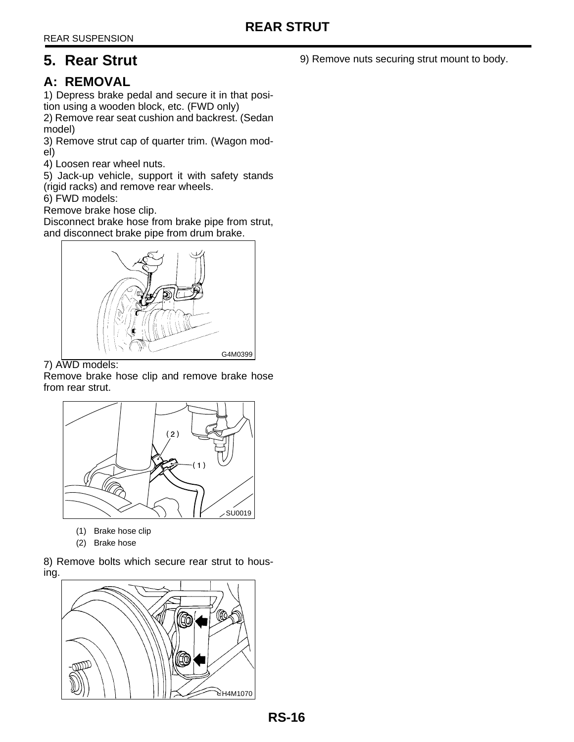# 5. Rear Strut

## A: REMOVAL

1) Depress brake pedal and secure it in that position using a wooden block, etc. (FWD only)

2) Remove rear seat cushion and backrest. (Sedan model)

3) Remove strut cap of quarter trim. (Wagon model)

4) Loosen rear wheel nuts.

5) Jack-up vehicle, support it with safety stands (rigid racks) and remove rear wheels.

6) FWD models:

Remove brake hose clip.

Disconnect brake hose from brake pipe from strut, and disconnect brake pipe from drum brake.

G4M0399

7) AWD models:

Remove brake hose clip and remove brake hose from rear strut.

SU0019

(1) Brake hose clip

(2) Brake hose

8) Remove bolts which secure rear strut to housing.

H4M1070

9) Remove nuts securing strut mount to body.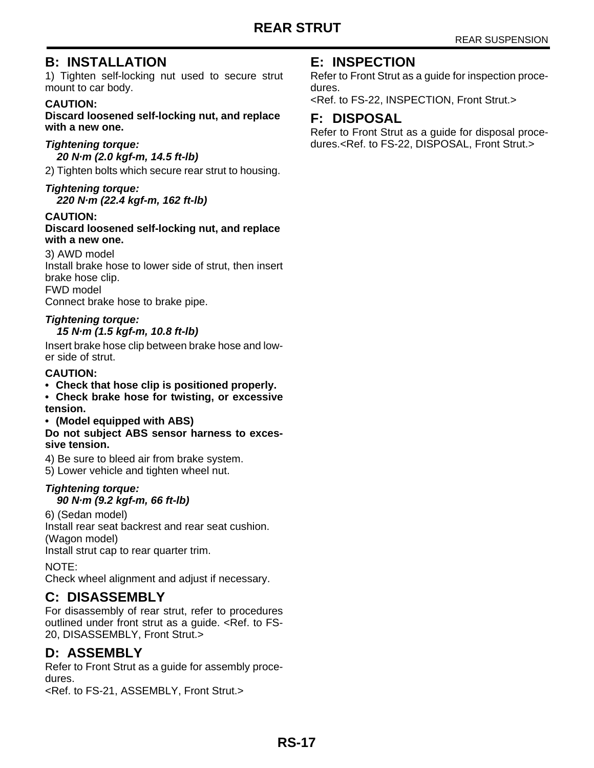## B: INSTALLATION

1) Tighten self-locking nut used to secure strut mount to car body.

**CAUTION:**
**Discard loosened self-locking nut, and replace with a new one.**

***Tightening torque:***
***20 N·m (2.0 kgf-m, 14.5 ft-lb)***

2) Tighten bolts which secure rear strut to housing.

***Tightening torque:***
***220 N·m (22.4 kgf-m, 162 ft-lb)***

**CAUTION:**
**Discard loosened self-locking nut, and replace with a new one.**

3) AWD model
Install brake hose to lower side of strut, then insert brake hose clip.
FWD model
Connect brake hose to brake pipe.

***Tightening torque:***
***15 N·m (1.5 kgf-m, 10.8 ft-lb)***

Insert brake hose clip between brake hose and lower side of strut.

**CAUTION:**
- **Check that hose clip is positioned properly.**
- **Check brake hose for twisting, or excessive tension.**
- **(Model equipped with ABS)**
**Do not subject ABS sensor harness to excessive tension.**

4) Be sure to bleed air from brake system.
5) Lower vehicle and tighten wheel nut.

***Tightening torque:***
***90 N·m (9.2 kgf-m, 66 ft-lb)***

6) (Sedan model)
Install rear seat backrest and rear seat cushion.
(Wagon model)
Install strut cap to rear quarter trim.

NOTE:
Check wheel alignment and adjust if necessary.

## C: DISASSEMBLY

For disassembly of rear strut, refer to procedures outlined under front strut as a guide. <Ref. to FS-20, DISASSEMBLY, Front Strut.>

## D: ASSEMBLY

Refer to Front Strut as a guide for assembly procedures.
<Ref. to FS-21, ASSEMBLY, Front Strut.>

## E: INSPECTION

Refer to Front Strut as a guide for inspection procedures.
<Ref. to FS-22, INSPECTION, Front Strut.>

## F: DISPOSAL

Refer to Front Strut as a guide for disposal procedures.<Ref. to FS-22, DISPOSAL, Front Strut.>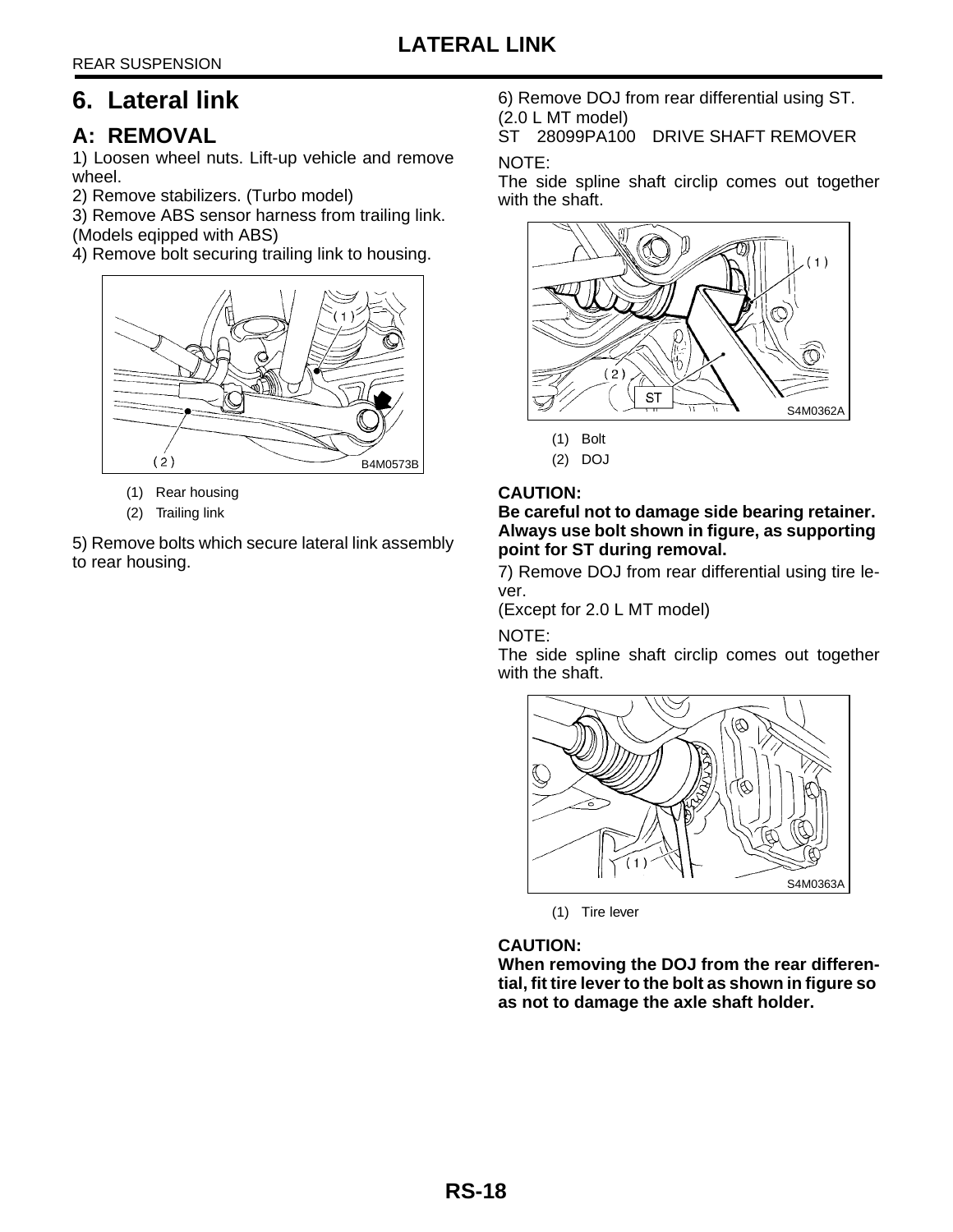# 6. Lateral link

## A: REMOVAL

1) Loosen wheel nuts. Lift-up vehicle and remove wheel.

2) Remove stabilizers. (Turbo model)

3) Remove ABS sensor harness from trailing link. (Models eqipped with ABS)

4) Remove bolt securing trailing link to housing.

(1) Rear housing

(2) Trailing link

5) Remove bolts which secure lateral link assembly to rear housing.

6) Remove DOJ from rear differential using ST. (2.0 L MT model)

ST 28099PA100 DRIVE SHAFT REMOVER

NOTE:

The side spline shaft circlip comes out together with the shaft.

(1) Bolt

(2) DOJ

**CAUTION:**

**Be careful not to damage side bearing retainer. Always use bolt shown in figure, as supporting point for ST during removal.**

7) Remove DOJ from rear differential using tire lever.

(Except for 2.0 L MT model)

NOTE:

The side spline shaft circlip comes out together with the shaft.

(1) Tire lever

**CAUTION:**

**When removing the DOJ from the rear differential, fit tire lever to the bolt as shown in figure so as not to damage the axle shaft holder.**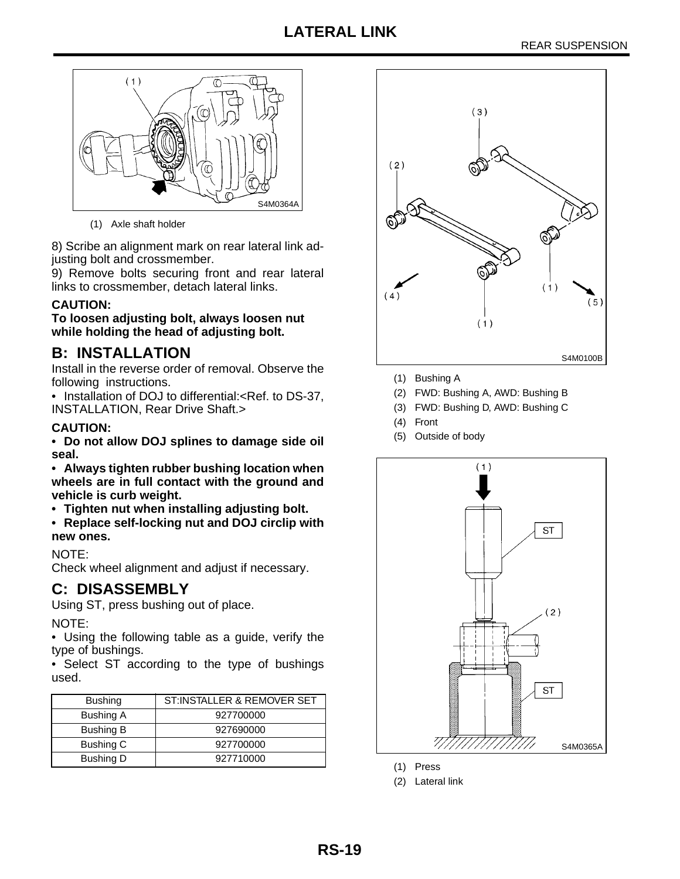# LATERAL LINK

(1) Axle shaft holder

8) Scribe an alignment mark on rear lateral link adjusting bolt and crossmember.

9) Remove bolts securing front and rear lateral links to crossmember, detach lateral links.

**CAUTION:**

**To loosen adjusting bolt, always loosen nut while holding the head of adjusting bolt.**

## B: INSTALLATION

Install in the reverse order of removal. Observe the following instructions.

- Installation of DOJ to differential:<Ref. to DS-37, INSTALLATION, Rear Drive Shaft.>

**CAUTION:**

- **Do not allow DOJ splines to damage side oil seal.**
- **Always tighten rubber bushing location when wheels are in full contact with the ground and vehicle is curb weight.**
- **Tighten nut when installing adjusting bolt.**
- **Replace self-locking nut and DOJ circlip with new ones.**

NOTE:

Check wheel alignment and adjust if necessary.

## C: DISASSEMBLY

Using ST, press bushing out of place.

NOTE:

- Using the following table as a guide, verify the type of bushings.
- Select ST according to the type of bushings used.

| Bushing | ST:INSTALLER & REMOVER SET |
|---|---|
| Bushing A | 927700000 |
| Bushing B | 927690000 |
| Bushing C | 927700000 |
| Bushing D | 927710000 |

(1) Bushing A
(2) FWD: Bushing A, AWD: Bushing B
(3) FWD: Bushing D, AWD: Bushing C
(4) Front
(5) Outside of body

(1) Press
(2) Lateral link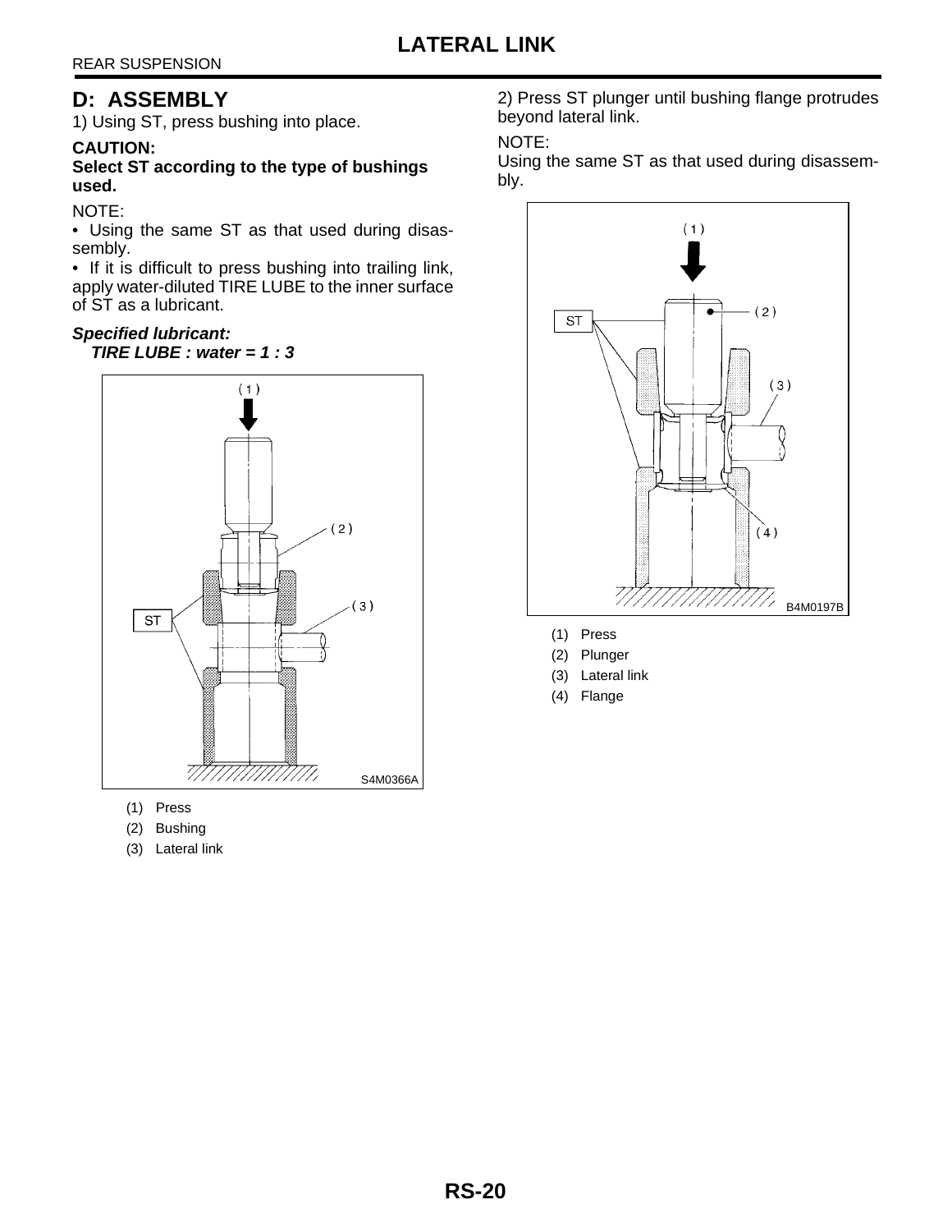## D: ASSEMBLY

1) Using ST, press bushing into place.

**CAUTION:**
**Select ST according to the type of bushings used.**

NOTE:

- Using the same ST as that used during disassembly.
- If it is difficult to press bushing into trailing link, apply water-diluted TIRE LUBE to the inner surface of ST as a lubricant.

***Specified lubricant:***
***TIRE LUBE : water = 1 : 3***

S4M0366A

(1) Press
(2) Bushing
(3) Lateral link

2) Press ST plunger until bushing flange protrudes beyond lateral link.

NOTE:
Using the same ST as that used during disassembly.

B4M0197B

(1) Press
(2) Plunger
(3) Lateral link
(4) Flange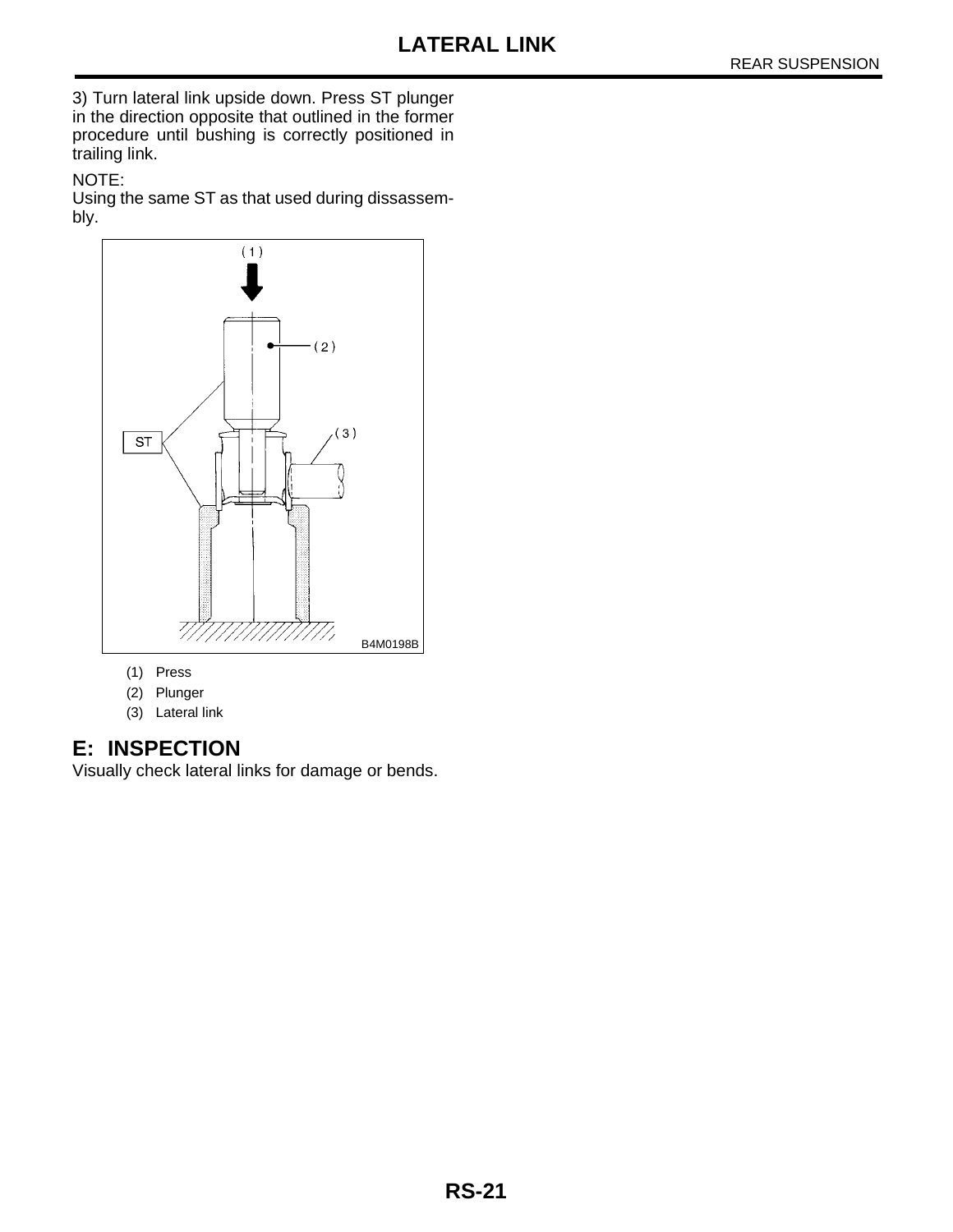3) Turn lateral link upside down. Press ST plunger in the direction opposite that outlined in the former procedure until bushing is correctly positioned in trailing link.

NOTE:
Using the same ST as that used during dissassembly.

(1) Press
(2) Plunger
(3) Lateral link

## E: INSPECTION

Visually check lateral links for damage or bends.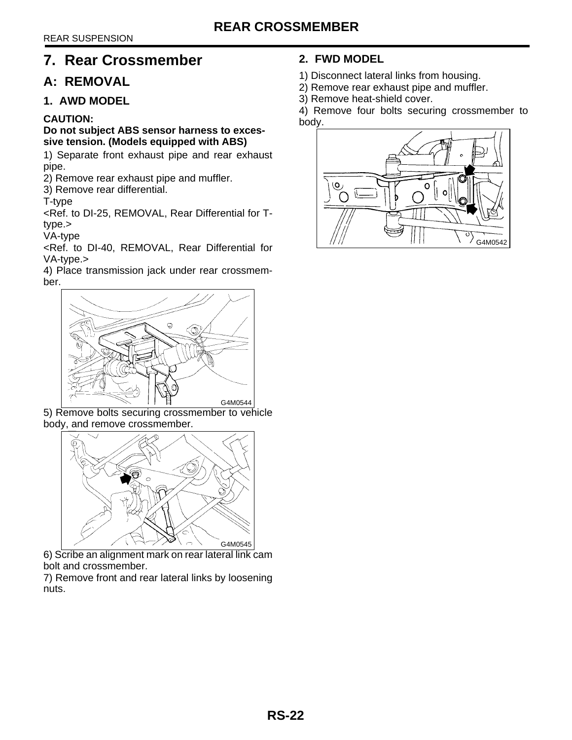# 7. Rear Crossmember

## A: REMOVAL

### 1. AWD MODEL

**CAUTION:**
**Do not subject ABS sensor harness to excessive tension. (Models equipped with ABS)**

1) Separate front exhaust pipe and rear exhaust pipe.
2) Remove rear exhaust pipe and muffler.
3) Remove rear differential.
T-type
<Ref. to DI-25, REMOVAL, Rear Differential for T-type.>
VA-type
<Ref. to DI-40, REMOVAL, Rear Differential for VA-type.>
4) Place transmission jack under rear crossmember.

G4M0544

5) Remove bolts securing crossmember to vehicle body, and remove crossmember.

G4M0545

6) Scribe an alignment mark on rear lateral link cam bolt and crossmember.
7) Remove front and rear lateral links by loosening nuts.

### 2. FWD MODEL

1) Disconnect lateral links from housing.
2) Remove rear exhaust pipe and muffler.
3) Remove heat-shield cover.
4) Remove four bolts securing crossmember to body.

G4M0542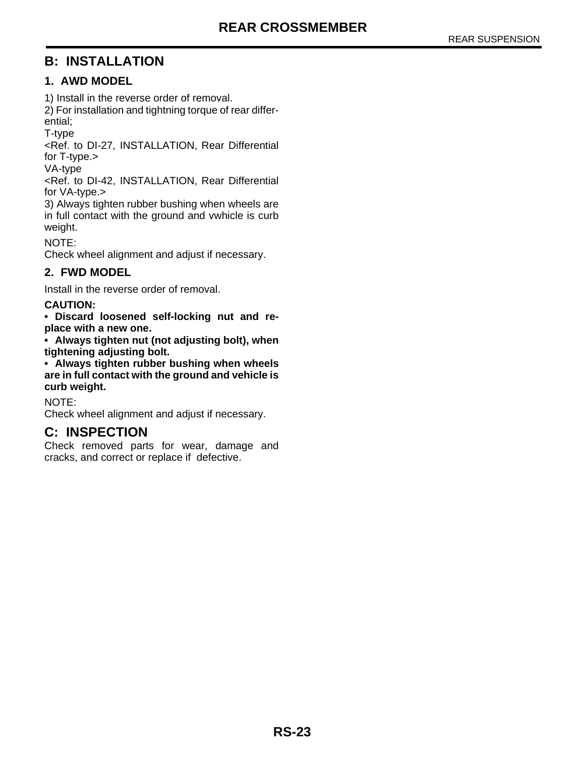## B: INSTALLATION

### 1. AWD MODEL

1) Install in the reverse order of removal.

2) For installation and tightning torque of rear differential;

T-type

<Ref. to DI-27, INSTALLATION, Rear Differential for T-type.>

VA-type

<Ref. to DI-42, INSTALLATION, Rear Differential for VA-type.>

3) Always tighten rubber bushing when wheels are in full contact with the ground and vwhicle is curb weight.

NOTE:

Check wheel alignment and adjust if necessary.

### 2. FWD MODEL

Install in the reverse order of removal.

**CAUTION:**

**• Discard loosened self-locking nut and replace with a new one.**

**• Always tighten nut (not adjusting bolt), when tightening adjusting bolt.**

**• Always tighten rubber bushing when wheels are in full contact with the ground and vehicle is curb weight.**

NOTE:

Check wheel alignment and adjust if necessary.

## C: INSPECTION

Check removed parts for wear, damage and cracks, and correct or replace if defective.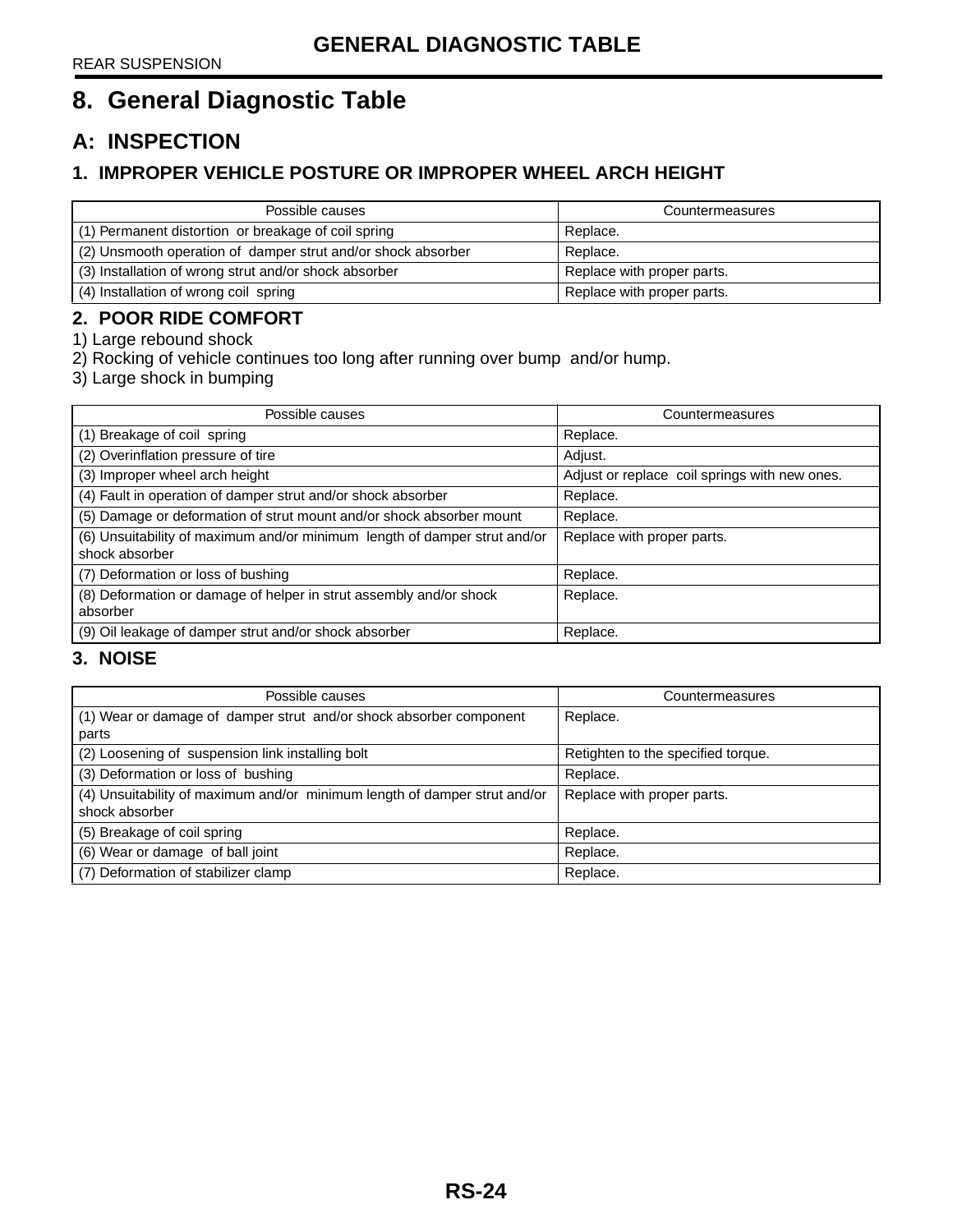# 8. General Diagnostic Table

## A: INSPECTION

### 1. IMPROPER VEHICLE POSTURE OR IMPROPER WHEEL ARCH HEIGHT

| Possible causes | Countermeasures |
|---|---|
| (1) Permanent distortion or breakage of coil spring | Replace. |
| (2) Unsmooth operation of damper strut and/or shock absorber | Replace. |
| (3) Installation of wrong strut and/or shock absorber | Replace with proper parts. |
| (4) Installation of wrong coil spring | Replace with proper parts. |

### 2. POOR RIDE COMFORT

1) Large rebound shock
2) Rocking of vehicle continues too long after running over bump and/or hump.
3) Large shock in bumping

| Possible causes | Countermeasures |
|---|---|
| (1) Breakage of coil spring | Replace. |
| (2) Overinflation pressure of tire | Adjust. |
| (3) Improper wheel arch height | Adjust or replace coil springs with new ones. |
| (4) Fault in operation of damper strut and/or shock absorber | Replace. |
| (5) Damage or deformation of strut mount and/or shock absorber mount | Replace. |
| (6) Unsuitability of maximum and/or minimum length of damper strut and/or shock absorber | Replace with proper parts. |
| (7) Deformation or loss of bushing | Replace. |
| (8) Deformation or damage of helper in strut assembly and/or shock absorber | Replace. |
| (9) Oil leakage of damper strut and/or shock absorber | Replace. |

### 3. NOISE

| Possible causes | Countermeasures |
|---|---|
| (1) Wear or damage of damper strut and/or shock absorber component parts | Replace. |
| (2) Loosening of suspension link installing bolt | Retighten to the specified torque. |
| (3) Deformation or loss of bushing | Replace. |
| (4) Unsuitability of maximum and/or minimum length of damper strut and/or shock absorber | Replace with proper parts. |
| (5) Breakage of coil spring | Replace. |
| (6) Wear or damage of ball joint | Replace. |
| (7) Deformation of stabilizer clamp | Replace. |